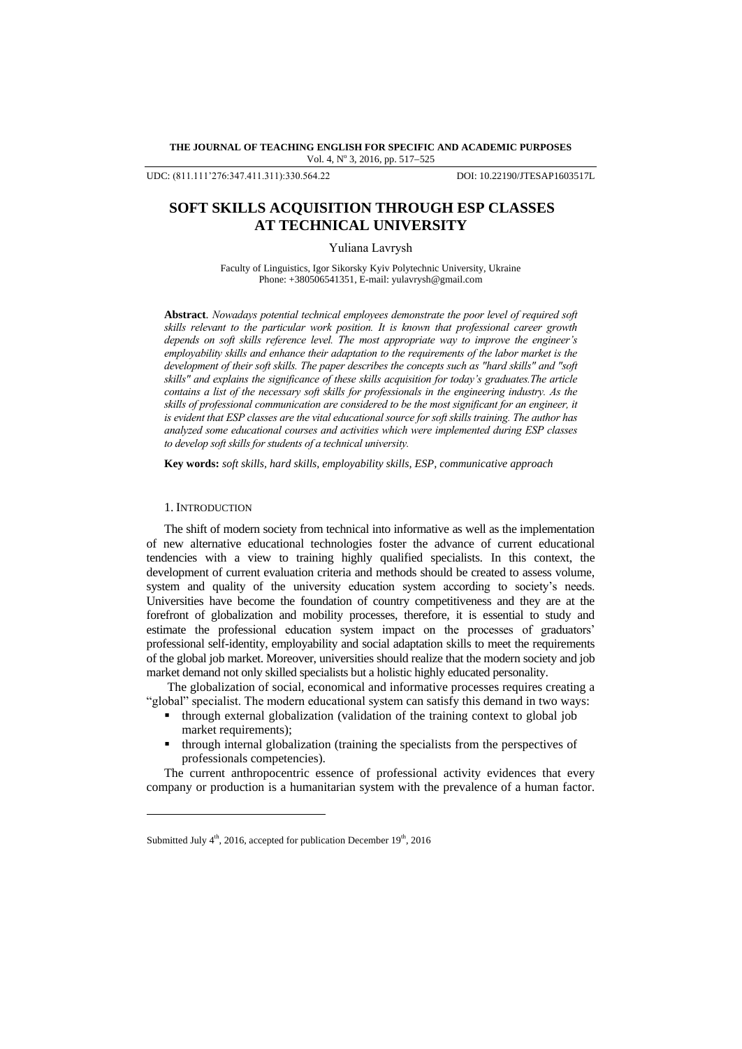UDC: (811.111'276:347.411.311):330.564.22 DOI: 10.22190/JTESAP1603517L

# SOFT SKILLS ACQUISITION THROUGH ESP CLASSES AT TECHNICAL UNIVERSITY

Yuliana Lavrysh

Faculty of Linguistics, Igor Sikorsky Kyiv Polytechnic University, Ukraine
Phone: +380506541351, E-mail: yulavrysh@gmail.com

**Abstract**. *Nowadays potential technical employees demonstrate the poor level of required soft skills relevant to the particular work position. It is known that professional career growth depends on soft skills reference level. The most appropriate way to improve the engineer's employability skills and enhance their adaptation to the requirements of the labor market is the development of their soft skills. The paper describes the concepts such as "hard skills" and "soft skills" and explains the significance of these skills acquisition for today's graduates.The article contains a list of the necessary soft skills for professionals in the engineering industry. As the skills of professional communication are considered to be the most significant for an engineer, it is evident that ESP classes are the vital educational source for soft skills training. The author has analyzed some educational courses and activities which were implemented during ESP classes to develop soft skills for students of a technical university.*

**Key words:** *soft skills, hard skills, employability skills, ESP, communicative approach*

## 1. INTRODUCTION

The shift of modern society from technical into informative as well as the implementation of new alternative educational technologies foster the advance of current educational tendencies with a view to training highly qualified specialists. In this context, the development of current evaluation criteria and methods should be created to assess volume, system and quality of the university education system according to society's needs. Universities have become the foundation of country competitiveness and they are at the forefront of globalization and mobility processes, therefore, it is essential to study and estimate the professional education system impact on the processes of graduators' professional self-identity, employability and social adaptation skills to meet the requirements of the global job market. Moreover, universities should realize that the modern society and job market demand not only skilled specialists but a holistic highly educated personality.

The globalization of social, economical and informative processes requires creating a "global" specialist. The modern educational system can satisfy this demand in two ways:

- through external globalization (validation of the training context to global job market requirements);
- through internal globalization (training the specialists from the perspectives of professionals competencies).

The current anthropocentric essence of professional activity evidences that every company or production is a humanitarian system with the prevalence of a human factor.

Submitted July 4th, 2016, accepted for publication December 19th, 2016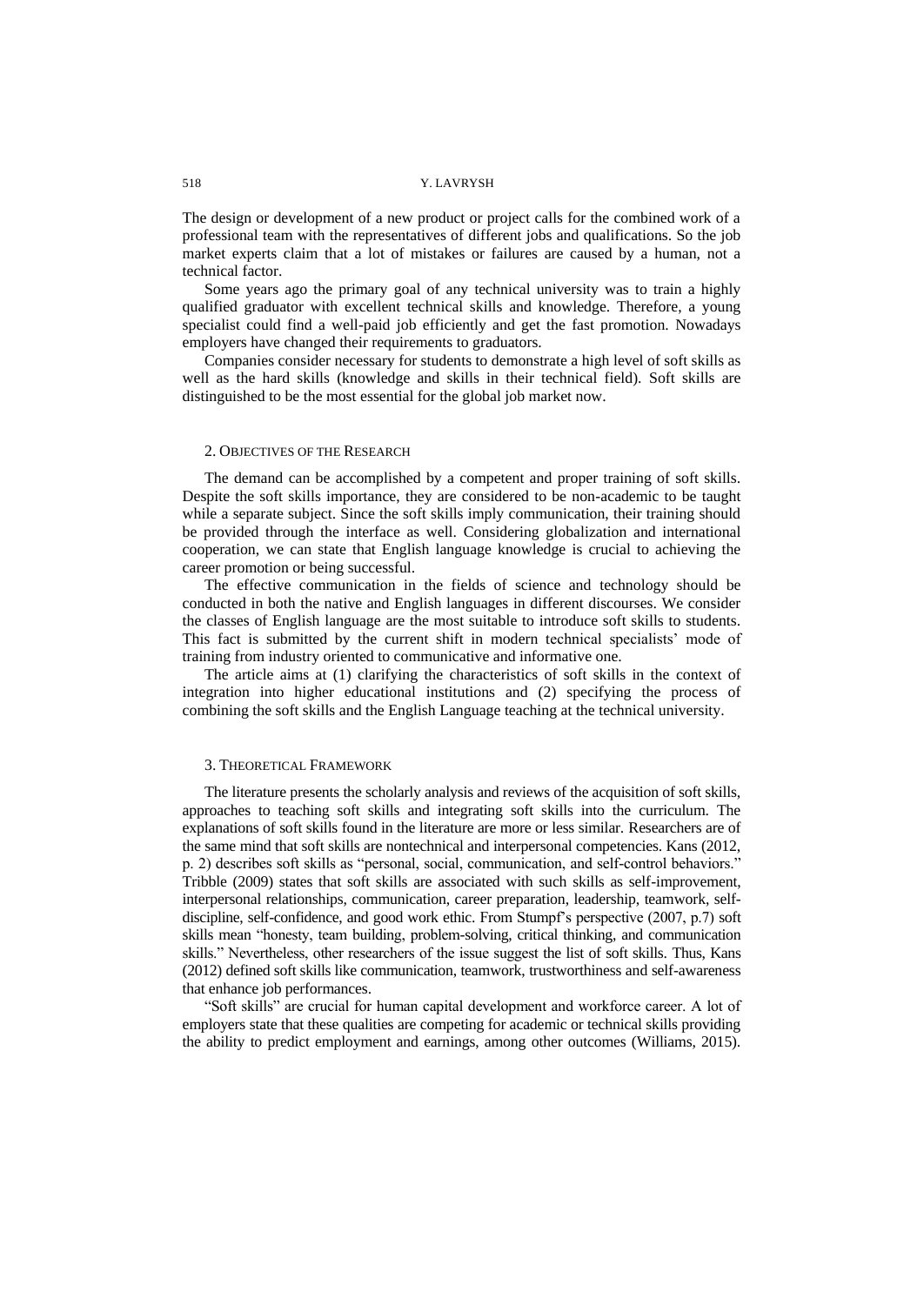The design or development of a new product or project calls for the combined work of a professional team with the representatives of different jobs and qualifications. So the job market experts claim that a lot of mistakes or failures are caused by a human, not a technical factor.

Some years ago the primary goal of any technical university was to train a highly qualified graduator with excellent technical skills and knowledge. Therefore, a young specialist could find a well-paid job efficiently and get the fast promotion. Nowadays employers have changed their requirements to graduators.

Companies consider necessary for students to demonstrate a high level of soft skills as well as the hard skills (knowledge and skills in their technical field). Soft skills are distinguished to be the most essential for the global job market now.

## 2. Objectives of the Research

The demand can be accomplished by a competent and proper training of soft skills. Despite the soft skills importance, they are considered to be non-academic to be taught while a separate subject. Since the soft skills imply communication, their training should be provided through the interface as well. Considering globalization and international cooperation, we can state that English language knowledge is crucial to achieving the career promotion or being successful.

The effective communication in the fields of science and technology should be conducted in both the native and English languages in different discourses. We consider the classes of English language are the most suitable to introduce soft skills to students. This fact is submitted by the current shift in modern technical specialists' mode of training from industry oriented to communicative and informative one.

The article aims at (1) clarifying the characteristics of soft skills in the context of integration into higher educational institutions and (2) specifying the process of combining the soft skills and the English Language teaching at the technical university.

## 3. Theoretical Framework

The literature presents the scholarly analysis and reviews of the acquisition of soft skills, approaches to teaching soft skills and integrating soft skills into the curriculum. The explanations of soft skills found in the literature are more or less similar. Researchers are of the same mind that soft skills are nontechnical and interpersonal competencies. Kans (2012, p. 2) describes soft skills as "personal, social, communication, and self-control behaviors." Tribble (2009) states that soft skills are associated with such skills as self-improvement, interpersonal relationships, communication, career preparation, leadership, teamwork, self-discipline, self-confidence, and good work ethic. From Stumpf's perspective (2007, p.7) soft skills mean "honesty, team building, problem-solving, critical thinking, and communication skills." Nevertheless, other researchers of the issue suggest the list of soft skills. Thus, Kans (2012) defined soft skills like communication, teamwork, trustworthiness and self-awareness that enhance job performances.

"Soft skills" are crucial for human capital development and workforce career. A lot of employers state that these qualities are competing for academic or technical skills providing the ability to predict employment and earnings, among other outcomes (Williams, 2015).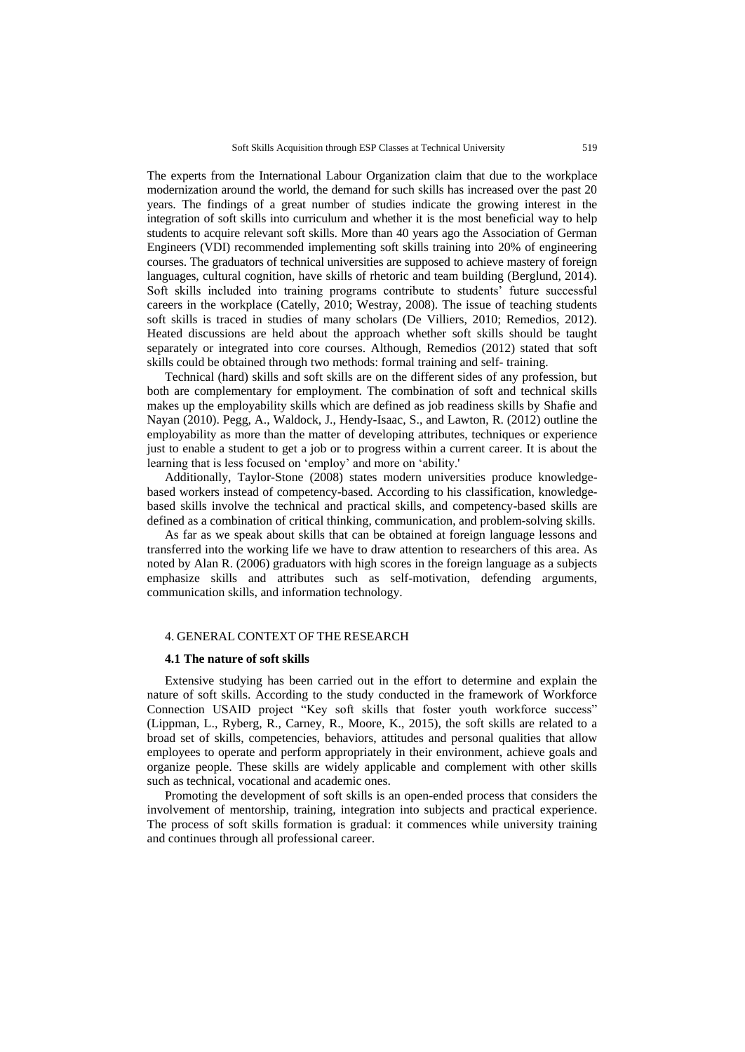The experts from the International Labour Organization claim that due to the workplace modernization around the world, the demand for such skills has increased over the past 20 years. The findings of a great number of studies indicate the growing interest in the integration of soft skills into curriculum and whether it is the most beneficial way to help students to acquire relevant soft skills. More than 40 years ago the Association of German Engineers (VDI) recommended implementing soft skills training into 20% of engineering courses. The graduators of technical universities are supposed to achieve mastery of foreign languages, cultural cognition, have skills of rhetoric and team building (Berglund, 2014). Soft skills included into training programs contribute to students' future successful careers in the workplace (Catelly, 2010; Westray, 2008). The issue of teaching students soft skills is traced in studies of many scholars (De Villiers, 2010; Remedios, 2012). Heated discussions are held about the approach whether soft skills should be taught separately or integrated into core courses. Although, Remedios (2012) stated that soft skills could be obtained through two methods: formal training and self- training.

Technical (hard) skills and soft skills are on the different sides of any profession, but both are complementary for employment. The combination of soft and technical skills makes up the employability skills which are defined as job readiness skills by Shafie and Nayan (2010). Pegg, A., Waldock, J., Hendy-Isaac, S., and Lawton, R. (2012) outline the employability as more than the matter of developing attributes, techniques or experience just to enable a student to get a job or to progress within a current career. It is about the learning that is less focused on 'employ' and more on 'ability.'

Additionally, Taylor-Stone (2008) states modern universities produce knowledge-based workers instead of competency-based. According to his classification, knowledge-based skills involve the technical and practical skills, and competency-based skills are defined as a combination of critical thinking, communication, and problem-solving skills.

As far as we speak about skills that can be obtained at foreign language lessons and transferred into the working life we have to draw attention to researchers of this area. As noted by Alan R. (2006) graduators with high scores in the foreign language as a subjects emphasize skills and attributes such as self-motivation, defending arguments, communication skills, and information technology.

## 4. GENERAL CONTEXT OF THE RESEARCH

### 4.1 The nature of soft skills

Extensive studying has been carried out in the effort to determine and explain the nature of soft skills. According to the study conducted in the framework of Workforce Connection USAID project "Key soft skills that foster youth workforce success" (Lippman, L., Ryberg, R., Carney, R., Moore, K., 2015), the soft skills are related to a broad set of skills, competencies, behaviors, attitudes and personal qualities that allow employees to operate and perform appropriately in their environment, achieve goals and organize people. These skills are widely applicable and complement with other skills such as technical, vocational and academic ones.

Promoting the development of soft skills is an open-ended process that considers the involvement of mentorship, training, integration into subjects and practical experience. The process of soft skills formation is gradual: it commences while university training and continues through all professional career.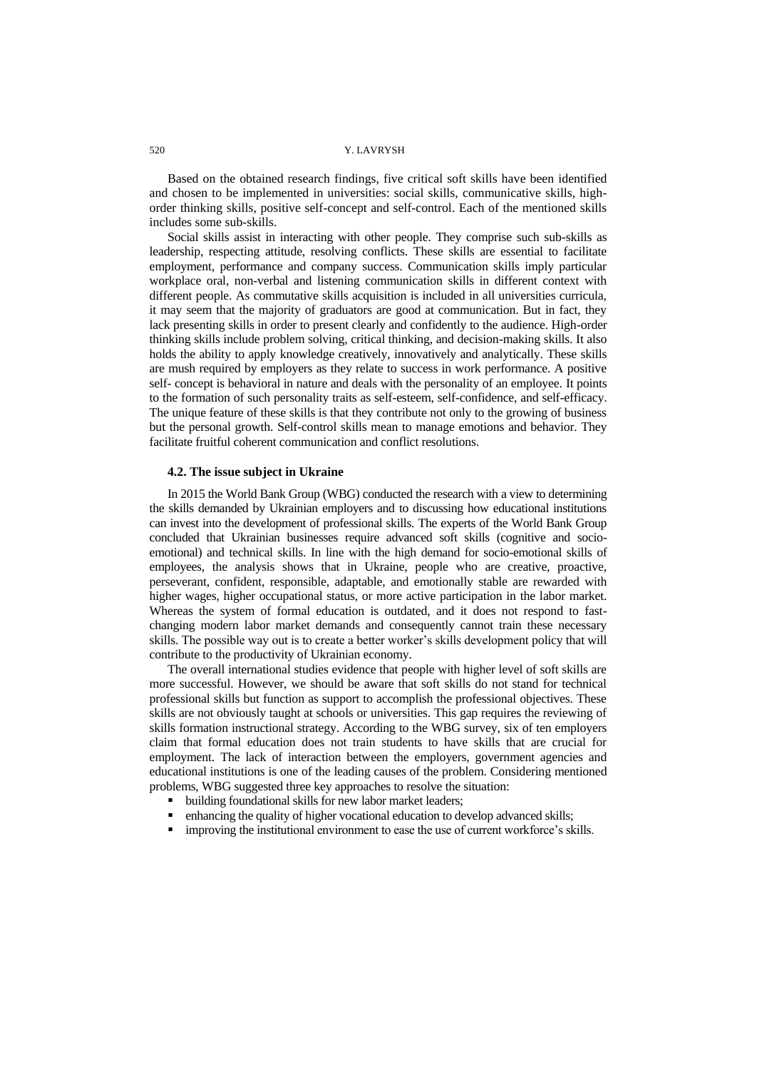Based on the obtained research findings, five critical soft skills have been identified and chosen to be implemented in universities: social skills, communicative skills, high-order thinking skills, positive self-concept and self-control. Each of the mentioned skills includes some sub-skills.

Social skills assist in interacting with other people. They comprise such sub-skills as leadership, respecting attitude, resolving conflicts. These skills are essential to facilitate employment, performance and company success. Communication skills imply particular workplace oral, non-verbal and listening communication skills in different context with different people. As commutative skills acquisition is included in all universities curricula, it may seem that the majority of graduators are good at communication. But in fact, they lack presenting skills in order to present clearly and confidently to the audience. High-order thinking skills include problem solving, critical thinking, and decision-making skills. It also holds the ability to apply knowledge creatively, innovatively and analytically. These skills are mush required by employers as they relate to success in work performance. A positive self- concept is behavioral in nature and deals with the personality of an employee. It points to the formation of such personality traits as self-esteem, self-confidence, and self-efficacy. The unique feature of these skills is that they contribute not only to the growing of business but the personal growth. Self-control skills mean to manage emotions and behavior. They facilitate fruitful coherent communication and conflict resolutions.

### 4.2. The issue subject in Ukraine

In 2015 the World Bank Group (WBG) conducted the research with a view to determining the skills demanded by Ukrainian employers and to discussing how educational institutions can invest into the development of professional skills. The experts of the World Bank Group concluded that Ukrainian businesses require advanced soft skills (cognitive and socio-emotional) and technical skills. In line with the high demand for socio-emotional skills of employees, the analysis shows that in Ukraine, people who are creative, proactive, perseverant, confident, responsible, adaptable, and emotionally stable are rewarded with higher wages, higher occupational status, or more active participation in the labor market. Whereas the system of formal education is outdated, and it does not respond to fast-changing modern labor market demands and consequently cannot train these necessary skills. The possible way out is to create a better worker's skills development policy that will contribute to the productivity of Ukrainian economy.

The overall international studies evidence that people with higher level of soft skills are more successful. However, we should be aware that soft skills do not stand for technical professional skills but function as support to accomplish the professional objectives. These skills are not obviously taught at schools or universities. This gap requires the reviewing of skills formation instructional strategy. According to the WBG survey, six of ten employers claim that formal education does not train students to have skills that are crucial for employment. The lack of interaction between the employers, government agencies and educational institutions is one of the leading causes of the problem. Considering mentioned problems, WBG suggested three key approaches to resolve the situation:

- building foundational skills for new labor market leaders;
- enhancing the quality of higher vocational education to develop advanced skills;
- improving the institutional environment to ease the use of current workforce's skills.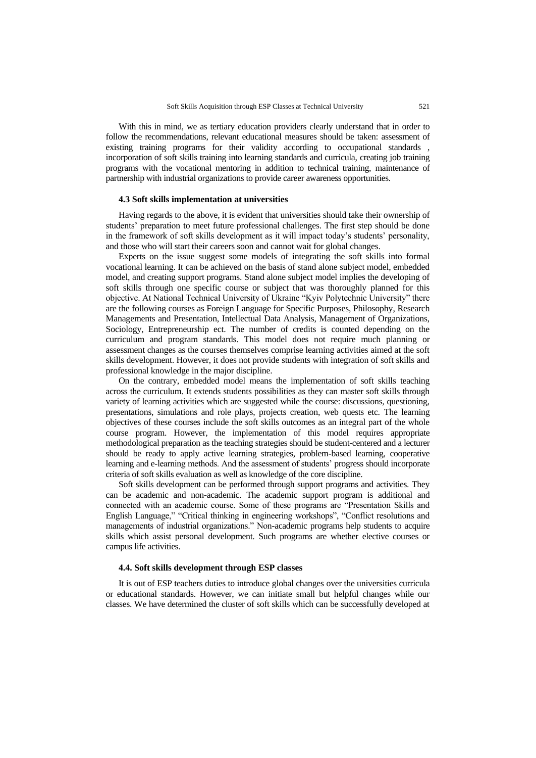With this in mind, we as tertiary education providers clearly understand that in order to follow the recommendations, relevant educational measures should be taken: assessment of existing training programs for their validity according to occupational standards , incorporation of soft skills training into learning standards and curricula, creating job training programs with the vocational mentoring in addition to technical training, maintenance of partnership with industrial organizations to provide career awareness opportunities.

### 4.3 Soft skills implementation at universities

Having regards to the above, it is evident that universities should take their ownership of students' preparation to meet future professional challenges. The first step should be done in the framework of soft skills development as it will impact today's students' personality, and those who will start their careers soon and cannot wait for global changes.

Experts on the issue suggest some models of integrating the soft skills into formal vocational learning. It can be achieved on the basis of stand alone subject model, embedded model, and creating support programs. Stand alone subject model implies the developing of soft skills through one specific course or subject that was thoroughly planned for this objective. At National Technical University of Ukraine "Kyiv Polytechnic University" there are the following courses as Foreign Language for Specific Purposes, Philosophy, Research Managements and Presentation, Intellectual Data Analysis, Management of Organizations, Sociology, Entrepreneurship ect. The number of credits is counted depending on the curriculum and program standards. This model does not require much planning or assessment changes as the courses themselves comprise learning activities aimed at the soft skills development. However, it does not provide students with integration of soft skills and professional knowledge in the major discipline.

On the contrary, embedded model means the implementation of soft skills teaching across the curriculum. It extends students possibilities as they can master soft skills through variety of learning activities which are suggested while the course: discussions, questioning, presentations, simulations and role plays, projects creation, web quests etc. The learning objectives of these courses include the soft skills outcomes as an integral part of the whole course program. However, the implementation of this model requires appropriate methodological preparation as the teaching strategies should be student-centered and a lecturer should be ready to apply active learning strategies, problem-based learning, cooperative learning and e-learning methods. And the assessment of students' progress should incorporate criteria of soft skills evaluation as well as knowledge of the core discipline.

Soft skills development can be performed through support programs and activities. They can be academic and non-academic. The academic support program is additional and connected with an academic course. Some of these programs are "Presentation Skills and English Language," "Critical thinking in engineering workshops", "Conflict resolutions and managements of industrial organizations." Non-academic programs help students to acquire skills which assist personal development. Such programs are whether elective courses or campus life activities.

### 4.4. Soft skills development through ESP classes

It is out of ESP teachers duties to introduce global changes over the universities curricula or educational standards. However, we can initiate small but helpful changes while our classes. We have determined the cluster of soft skills which can be successfully developed at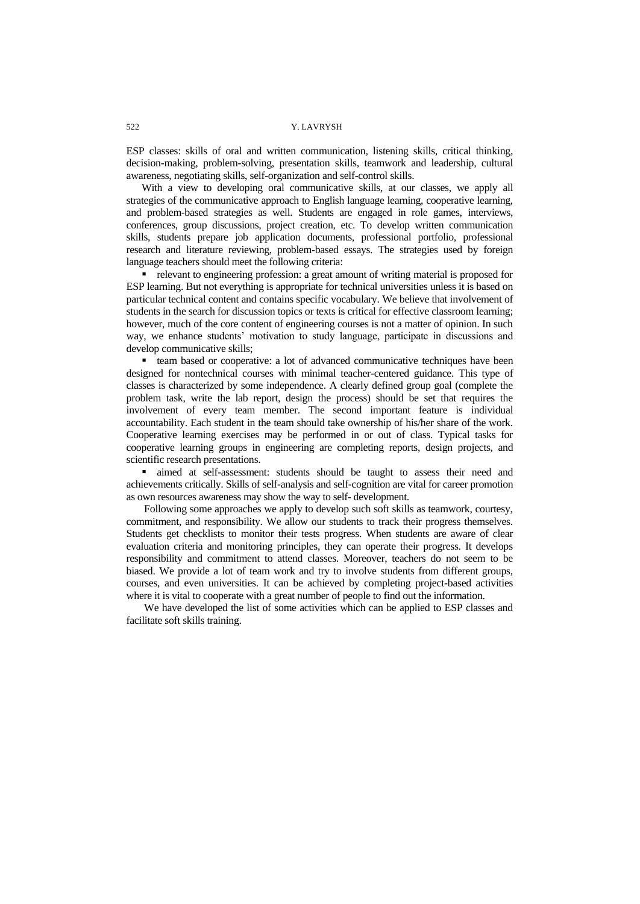ESP classes: skills of oral and written communication, listening skills, critical thinking, decision-making, problem-solving, presentation skills, teamwork and leadership, cultural awareness, negotiating skills, self-organization and self-control skills.

With a view to developing oral communicative skills, at our classes, we apply all strategies of the communicative approach to English language learning, cooperative learning, and problem-based strategies as well. Students are engaged in role games, interviews, conferences, group discussions, project creation, etc. To develop written communication skills, students prepare job application documents, professional portfolio, professional research and literature reviewing, problem-based essays. The strategies used by foreign language teachers should meet the following criteria:

- relevant to engineering profession: a great amount of writing material is proposed for ESP learning. But not everything is appropriate for technical universities unless it is based on particular technical content and contains specific vocabulary. We believe that involvement of students in the search for discussion topics or texts is critical for effective classroom learning; however, much of the core content of engineering courses is not a matter of opinion. In such way, we enhance students' motivation to study language, participate in discussions and develop communicative skills;
- team based or cooperative: a lot of advanced communicative techniques have been designed for nontechnical courses with minimal teacher-centered guidance. This type of classes is characterized by some independence. A clearly defined group goal (complete the problem task, write the lab report, design the process) should be set that requires the involvement of every team member. The second important feature is individual accountability. Each student in the team should take ownership of his/her share of the work. Cooperative learning exercises may be performed in or out of class. Typical tasks for cooperative learning groups in engineering are completing reports, design projects, and scientific research presentations.
- aimed at self-assessment: students should be taught to assess their need and achievements critically. Skills of self-analysis and self-cognition are vital for career promotion as own resources awareness may show the way to self- development.

Following some approaches we apply to develop such soft skills as teamwork, courtesy, commitment, and responsibility. We allow our students to track their progress themselves. Students get checklists to monitor their tests progress. When students are aware of clear evaluation criteria and monitoring principles, they can operate their progress. It develops responsibility and commitment to attend classes. Moreover, teachers do not seem to be biased. We provide a lot of team work and try to involve students from different groups, courses, and even universities. It can be achieved by completing project-based activities where it is vital to cooperate with a great number of people to find out the information.

We have developed the list of some activities which can be applied to ESP classes and facilitate soft skills training.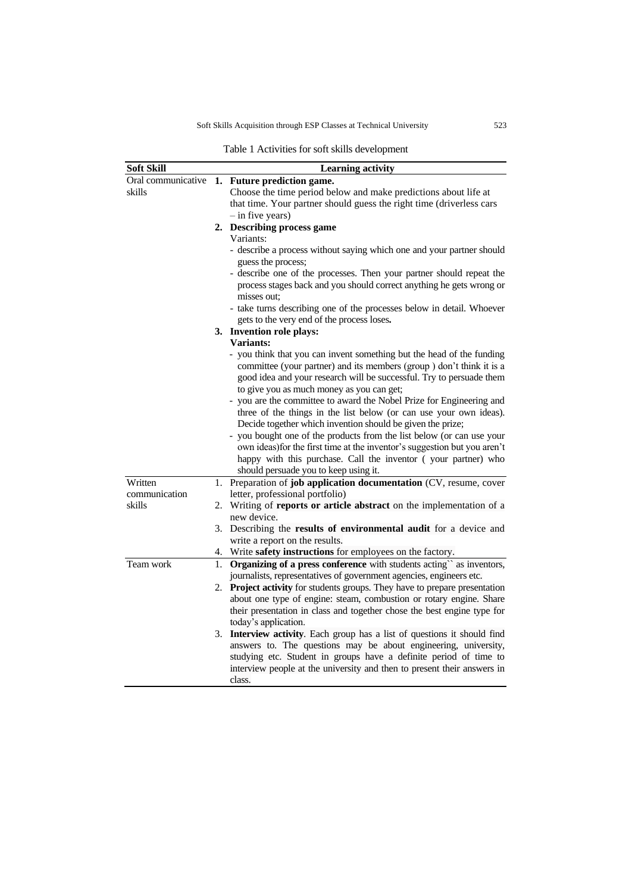Table 1 Activities for soft skills development

| Soft Skill | Learning activity |
|---|---|
| Oral communicative skills | **1. Future prediction game.**<br>Choose the time period below and make predictions about life at that time. Your partner should guess the right time (driverless cars – in five years)<br>**2. Describing process game**<br>Variants:<br>- describe a process without saying which one and your partner should guess the process;<br>- describe one of the processes. Then your partner should repeat the process stages back and you should correct anything he gets wrong or misses out;<br>- take turns describing one of the processes below in detail. Whoever gets to the very end of the process loses**.**<br>**3. Invention role plays:**<br>**Variants:**<br>- you think that you can invent something but the head of the funding committee (your partner) and its members (group ) don't think it is a good idea and your research will be successful. Try to persuade them to give you as much money as you can get;<br>- you are the committee to award the Nobel Prize for Engineering and three of the things in the list below (or can use your own ideas). Decide together which invention should be given the prize;<br>- you bought one of the products from the list below (or can use your own ideas)for the first time at the inventor's suggestion but you aren't happy with this purchase. Call the inventor ( your partner) who should persuade you to keep using it. |
| Written communication skills | 1. Preparation of **job application documentation** (CV, resume, cover letter, professional portfolio)<br>2. Writing of **reports or article abstract** on the implementation of a new device.<br>3. Describing the **results of environmental audit** for a device and write a report on the results.<br>4. Write **safety instructions** for employees on the factory. |
| Team work | 1. **Organizing of a press conference** with students acting`` as inventors, journalists, representatives of government agencies, engineers etc.<br>2. **Project activity** for students groups. They have to prepare presentation about one type of engine: steam, combustion or rotary engine. Share their presentation in class and together chose the best engine type for today's application.<br>3. **Interview activity**. Each group has a list of questions it should find answers to. The questions may be about engineering, university, studying etc. Student in groups have a definite period of time to interview people at the university and then to present their answers in class. |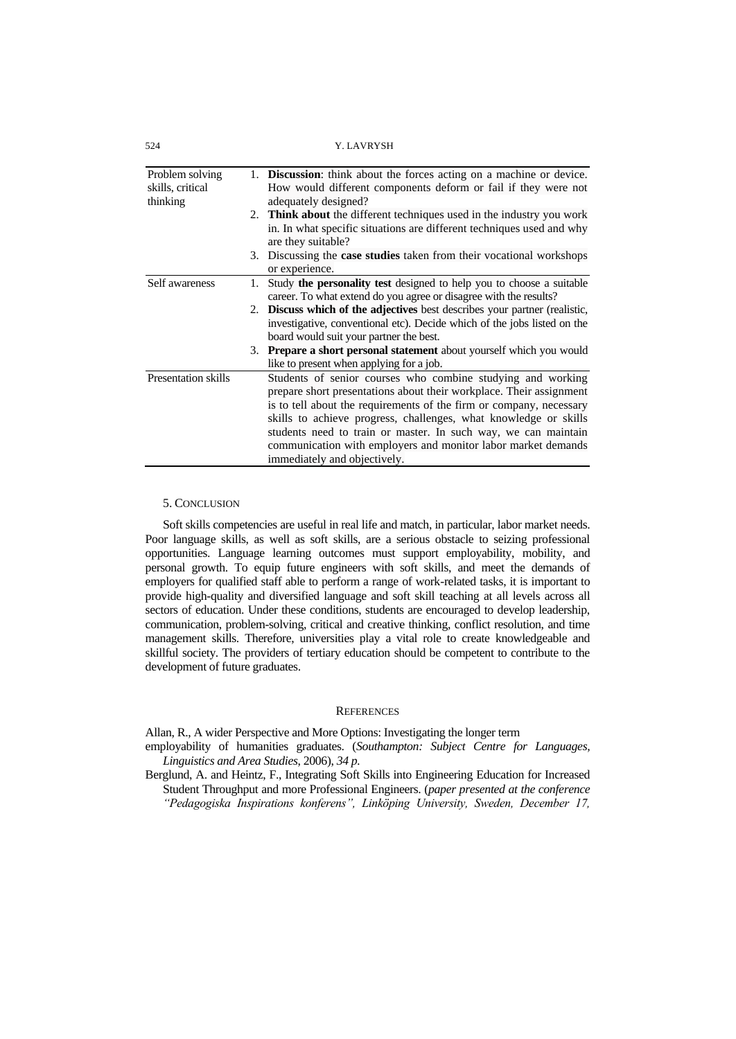| | |
|---|---|
| Problem solving skills, critical thinking | 1. **Discussion**: think about the forces acting on a machine or device. How would different components deform or fail if they were not adequately designed?<br>2. **Think about** the different techniques used in the industry you work in. In what specific situations are different techniques used and why are they suitable?<br>3. Discussing the **case studies** taken from their vocational workshops or experience. |
| Self awareness | 1. Study **the personality test** designed to help you to choose a suitable career. To what extend do you agree or disagree with the results?<br>2. **Discuss which of the adjectives** best describes your partner (realistic, investigative, conventional etc). Decide which of the jobs listed on the board would suit your partner the best.<br>3. **Prepare a short personal statement** about yourself which you would like to present when applying for a job. |
| Presentation skills | Students of senior courses who combine studying and working prepare short presentations about their workplace. Their assignment is to tell about the requirements of the firm or company, necessary skills to achieve progress, challenges, what knowledge or skills students need to train or master. In such way, we can maintain communication with employers and monitor labor market demands immediately and objectively. |

## 5. Conclusion

Soft skills competencies are useful in real life and match, in particular, labor market needs. Poor language skills, as well as soft skills, are a serious obstacle to seizing professional opportunities. Language learning outcomes must support employability, mobility, and personal growth. To equip future engineers with soft skills, and meet the demands of employers for qualified staff able to perform a range of work-related tasks, it is important to provide high-quality and diversified language and soft skill teaching at all levels across all sectors of education. Under these conditions, students are encouraged to develop leadership, communication, problem-solving, critical and creative thinking, conflict resolution, and time management skills. Therefore, universities play a vital role to create knowledgeable and skillful society. The providers of tertiary education should be competent to contribute to the development of future graduates.

## References

Allan, R., A wider Perspective and More Options: Investigating the longer term employability of humanities graduates. (*Southampton: Subject Centre for Languages, Linguistics and Area Studies*, 2006), *34 p.*

Berglund, A. and Heintz, F., Integrating Soft Skills into Engineering Education for Increased Student Throughput and more Professional Engineers. (*paper presented at the conference "Pedagogiska Inspirations konferens", Linköping University, Sweden, December 17,*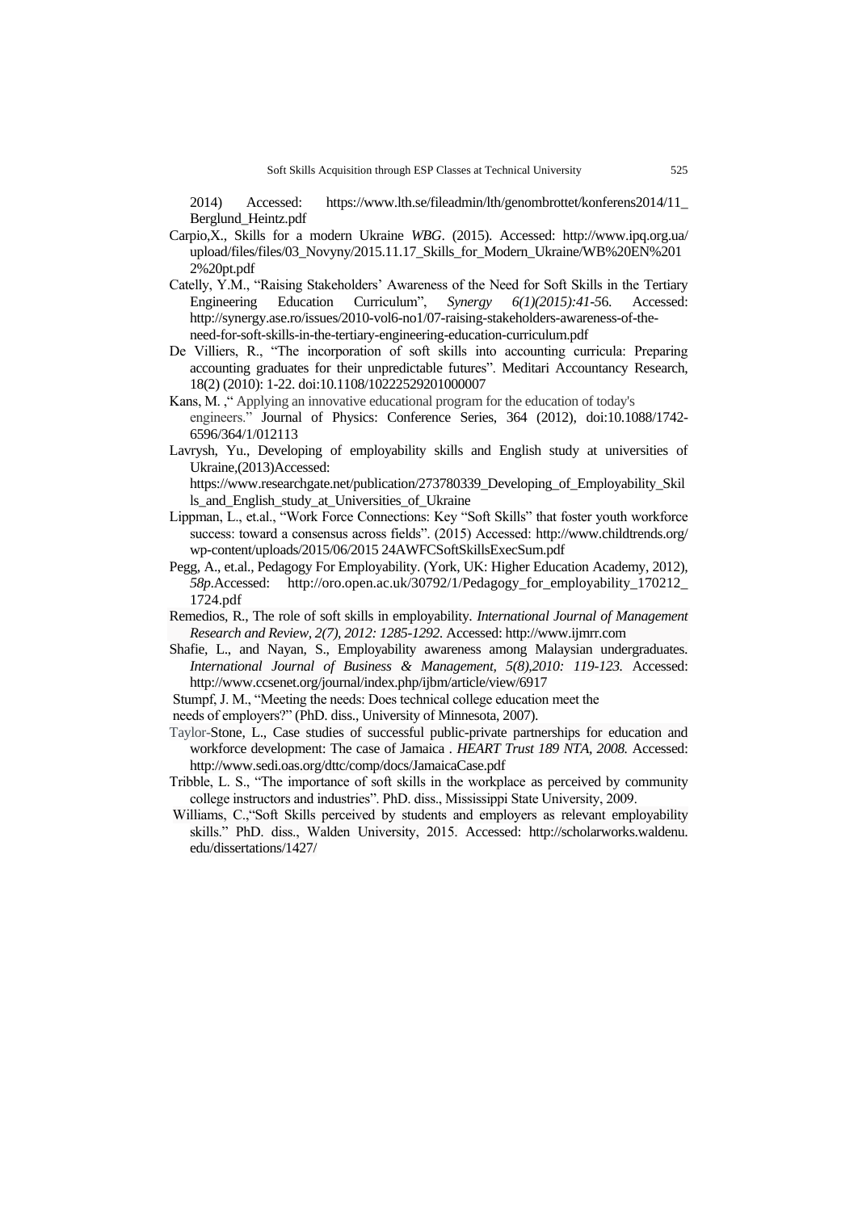2014) Accessed: https://www.lth.se/fileadmin/lth/genombrottet/konferens2014/11_Berglund_Heintz.pdf

Carpio,X., Skills for a modern Ukraine *WBG*. (2015). Accessed: http://www.ipq.org.ua/upload/files/files/03_Novyny/2015.11.17_Skills_for_Modern_Ukraine/WB%20EN%2012%20pt.pdf

Catelly, Y.M., "Raising Stakeholders' Awareness of the Need for Soft Skills in the Tertiary Engineering Education Curriculum", *Synergy 6(1)(2015):41-5*6. Accessed: http://synergy.ase.ro/issues/2010-vol6-no1/07-raising-stakeholders-awareness-of-the-need-for-soft-skills-in-the-tertiary-engineering-education-curriculum.pdf

De Villiers, R., "The incorporation of soft skills into accounting curricula: Preparing accounting graduates for their unpredictable futures". Meditari Accountancy Research, 18(2) (2010): 1-22. doi:10.1108/10222529201000007

Kans, M. ," Applying an innovative educational program for the education of today's engineers." Journal of Physics: Conference Series, 364 (2012), doi:10.1088/1742-6596/364/1/012113

Lavrysh, Yu., Developing of employability skills and English study at universities of Ukraine,(2013)Accessed: https://www.researchgate.net/publication/273780339_Developing_of_Employability_Skills_and_English_study_at_Universities_of_Ukraine

Lippman, L., et.al., "Work Force Connections: Key "Soft Skills" that foster youth workforce success: toward a consensus across fields". (2015) Accessed: http://www.childtrends.org/wp-content/uploads/2015/06/2015 24AWFCSoftSkillsExecSum.pdf

Pegg, A., et.al., Pedagogy For Employability. (York, UK: Higher Education Academy, 2012), *58p*.Accessed: http://oro.open.ac.uk/30792/1/Pedagogy_for_employability_170212_1724.pdf

Remedios, R., The role of soft skills in employability. *International Journal of Management Research and Review, 2(7), 2012: 1285-1292.* Accessed: http://www.ijmrr.com

Shafie, L., and Nayan, S., Employability awareness among Malaysian undergraduates. *International Journal of Business & Management, 5(8),2010: 119-123.* Accessed: http://www.ccsenet.org/journal/index.php/ijbm/article/view/6917

Stumpf, J. M., "Meeting the needs: Does technical college education meet the needs of employers?" (PhD. diss., University of Minnesota, 2007).

Taylor-Stone, L., Case studies of successful public-private partnerships for education and workforce development: The case of Jamaica . *HEART Trust 189 NTA, 2008.* Accessed: http://www.sedi.oas.org/dttc/comp/docs/JamaicaCase.pdf

Tribble, L. S., "The importance of soft skills in the workplace as perceived by community college instructors and industries". PhD. diss., Mississippi State University, 2009.

Williams, C.,"Soft Skills perceived by students and employers as relevant employability skills." PhD. diss., Walden University, 2015. Accessed: http://scholarworks.waldenu.edu/dissertations/1427/